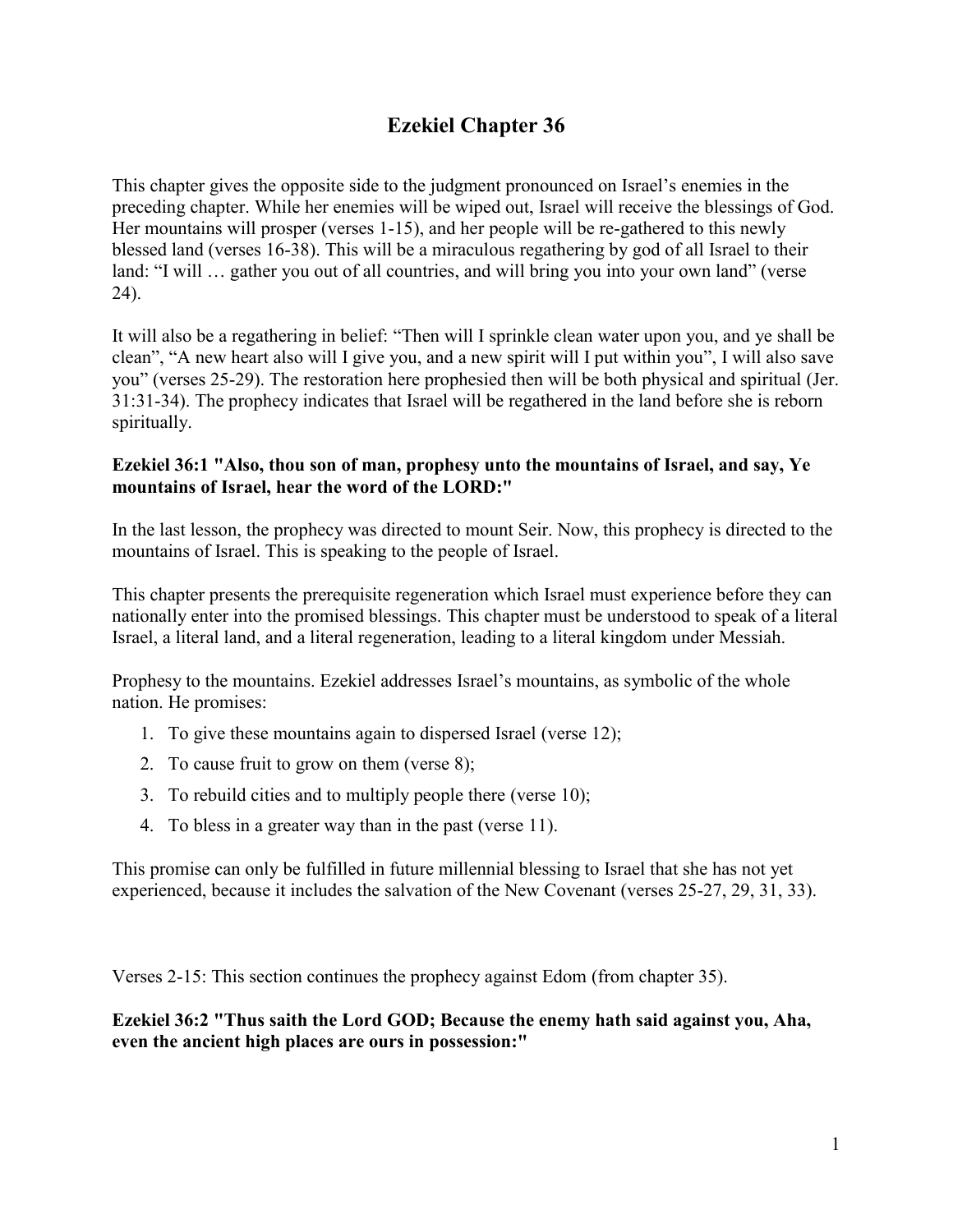# Ezekiel Chapter 36

This chapter gives the opposite side to the judgment pronounced on Israel's enemies in the preceding chapter. While her enemies will be wiped out, Israel will receive the blessings of God. Her mountains will prosper (verses 1-15), and her people will be re-gathered to this newly blessed land (verses 16-38). This will be a miraculous regathering by god of all Israel to their land: "I will … gather you out of all countries, and will bring you into your own land" (verse 24).

It will also be a regathering in belief: "Then will I sprinkle clean water upon you, and ye shall be clean", "A new heart also will I give you, and a new spirit will I put within you", I will also save you" (verses 25-29). The restoration here prophesied then will be both physical and spiritual (Jer. 31:31-34). The prophecy indicates that Israel will be regathered in the land before she is reborn spiritually.

**Ezekiel 36:1 "Also, thou son of man, prophesy unto the mountains of Israel, and say, Ye mountains of Israel, hear the word of the LORD:"**

In the last lesson, the prophecy was directed to mount Seir. Now, this prophecy is directed to the mountains of Israel. This is speaking to the people of Israel.

This chapter presents the prerequisite regeneration which Israel must experience before they can nationally enter into the promised blessings. This chapter must be understood to speak of a literal Israel, a literal land, and a literal regeneration, leading to a literal kingdom under Messiah.

Prophesy to the mountains. Ezekiel addresses Israel's mountains, as symbolic of the whole nation. He promises:

1. To give these mountains again to dispersed Israel (verse 12);
2. To cause fruit to grow on them (verse 8);
3. To rebuild cities and to multiply people there (verse 10);
4. To bless in a greater way than in the past (verse 11).

This promise can only be fulfilled in future millennial blessing to Israel that she has not yet experienced, because it includes the salvation of the New Covenant (verses 25-27, 29, 31, 33).

Verses 2-15: This section continues the prophecy against Edom (from chapter 35).

**Ezekiel 36:2 "Thus saith the Lord GOD; Because the enemy hath said against you, Aha, even the ancient high places are ours in possession:"**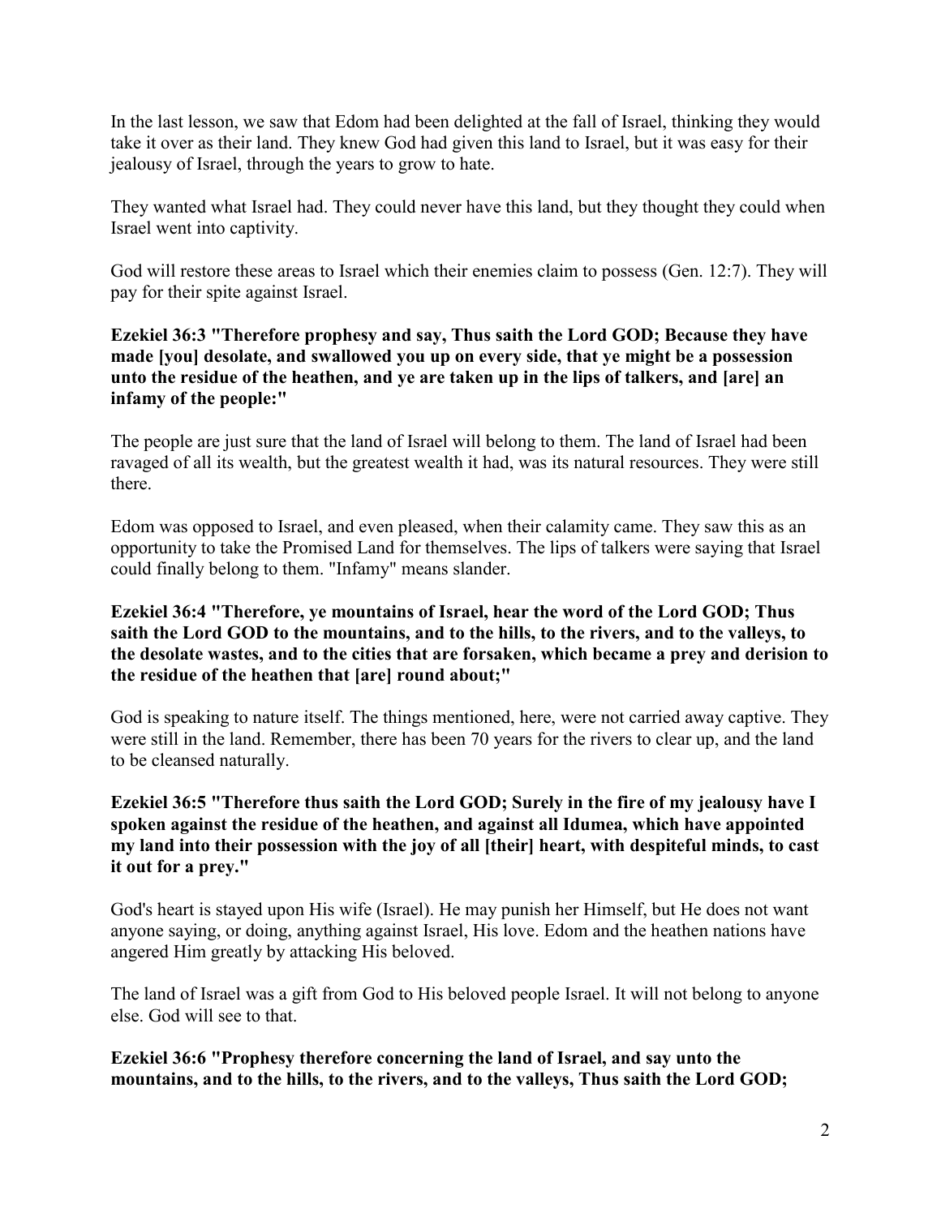In the last lesson, we saw that Edom had been delighted at the fall of Israel, thinking they would take it over as their land. They knew God had given this land to Israel, but it was easy for their jealousy of Israel, through the years to grow to hate.

They wanted what Israel had. They could never have this land, but they thought they could when Israel went into captivity.

God will restore these areas to Israel which their enemies claim to possess (Gen. 12:7). They will pay for their spite against Israel.

**Ezekiel 36:3 "Therefore prophesy and say, Thus saith the Lord GOD; Because they have made [you] desolate, and swallowed you up on every side, that ye might be a possession unto the residue of the heathen, and ye are taken up in the lips of talkers, and [are] an infamy of the people:"**

The people are just sure that the land of Israel will belong to them. The land of Israel had been ravaged of all its wealth, but the greatest wealth it had, was its natural resources. They were still there.

Edom was opposed to Israel, and even pleased, when their calamity came. They saw this as an opportunity to take the Promised Land for themselves. The lips of talkers were saying that Israel could finally belong to them. "Infamy" means slander.

**Ezekiel 36:4 "Therefore, ye mountains of Israel, hear the word of the Lord GOD; Thus saith the Lord GOD to the mountains, and to the hills, to the rivers, and to the valleys, to the desolate wastes, and to the cities that are forsaken, which became a prey and derision to the residue of the heathen that [are] round about;"**

God is speaking to nature itself. The things mentioned, here, were not carried away captive. They were still in the land. Remember, there has been 70 years for the rivers to clear up, and the land to be cleansed naturally.

**Ezekiel 36:5 "Therefore thus saith the Lord GOD; Surely in the fire of my jealousy have I spoken against the residue of the heathen, and against all Idumea, which have appointed my land into their possession with the joy of all [their] heart, with despiteful minds, to cast it out for a prey."**

God's heart is stayed upon His wife (Israel). He may punish her Himself, but He does not want anyone saying, or doing, anything against Israel, His love. Edom and the heathen nations have angered Him greatly by attacking His beloved.

The land of Israel was a gift from God to His beloved people Israel. It will not belong to anyone else. God will see to that.

**Ezekiel 36:6 "Prophesy therefore concerning the land of Israel, and say unto the mountains, and to the hills, to the rivers, and to the valleys, Thus saith the Lord GOD;**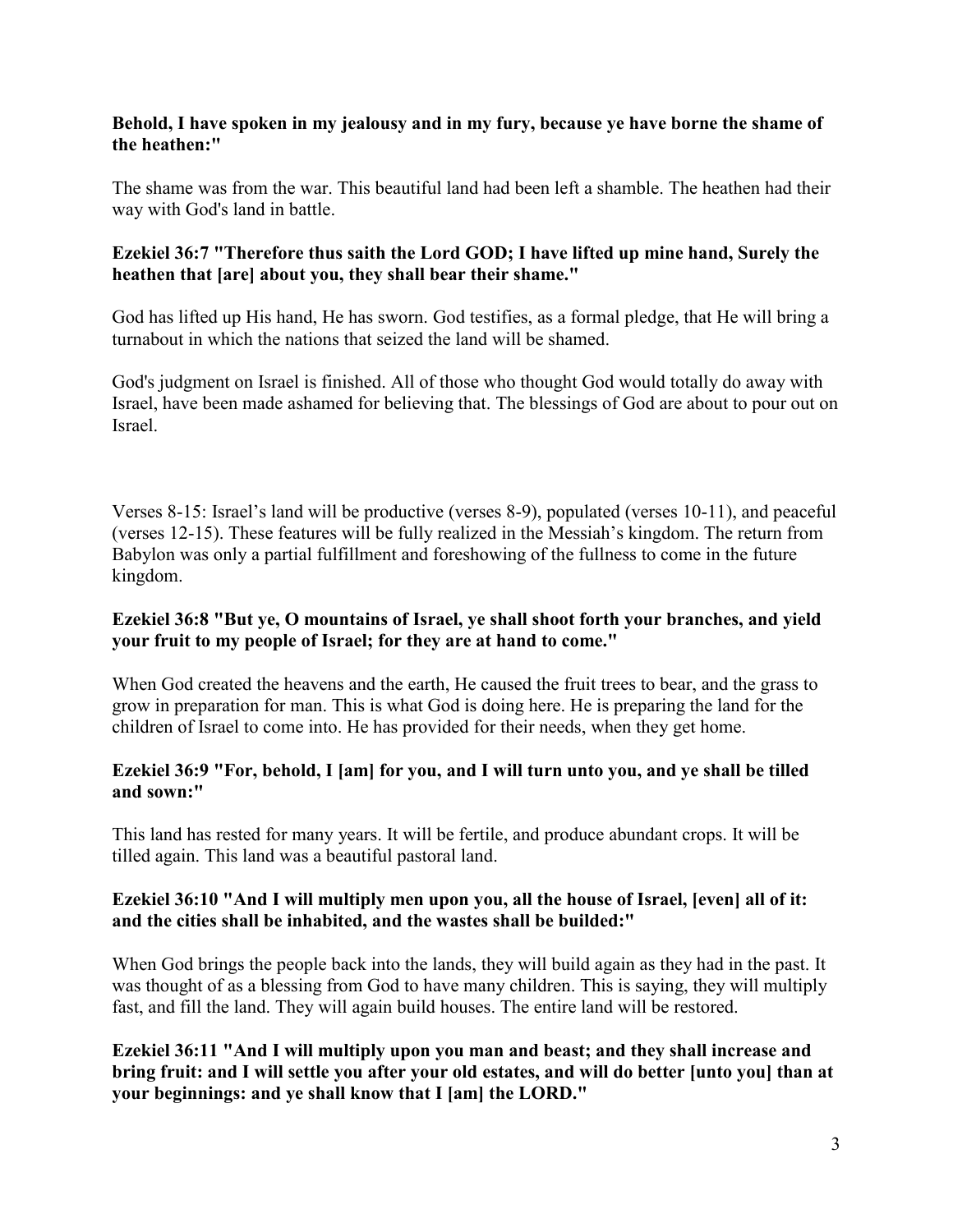**Behold, I have spoken in my jealousy and in my fury, because ye have borne the shame of the heathen:"**

The shame was from the war. This beautiful land had been left a shamble. The heathen had their way with God's land in battle.

**Ezekiel 36:7 "Therefore thus saith the Lord GOD; I have lifted up mine hand, Surely the heathen that [are] about you, they shall bear their shame."**

God has lifted up His hand, He has sworn. God testifies, as a formal pledge, that He will bring a turnabout in which the nations that seized the land will be shamed.

God's judgment on Israel is finished. All of those who thought God would totally do away with Israel, have been made ashamed for believing that. The blessings of God are about to pour out on Israel.

Verses 8-15: Israel's land will be productive (verses 8-9), populated (verses 10-11), and peaceful (verses 12-15). These features will be fully realized in the Messiah's kingdom. The return from Babylon was only a partial fulfillment and foreshowing of the fullness to come in the future kingdom.

**Ezekiel 36:8 "But ye, O mountains of Israel, ye shall shoot forth your branches, and yield your fruit to my people of Israel; for they are at hand to come."**

When God created the heavens and the earth, He caused the fruit trees to bear, and the grass to grow in preparation for man. This is what God is doing here. He is preparing the land for the children of Israel to come into. He has provided for their needs, when they get home.

**Ezekiel 36:9 "For, behold, I [am] for you, and I will turn unto you, and ye shall be tilled and sown:"**

This land has rested for many years. It will be fertile, and produce abundant crops. It will be tilled again. This land was a beautiful pastoral land.

**Ezekiel 36:10 "And I will multiply men upon you, all the house of Israel, [even] all of it: and the cities shall be inhabited, and the wastes shall be builded:"**

When God brings the people back into the lands, they will build again as they had in the past. It was thought of as a blessing from God to have many children. This is saying, they will multiply fast, and fill the land. They will again build houses. The entire land will be restored.

**Ezekiel 36:11 "And I will multiply upon you man and beast; and they shall increase and bring fruit: and I will settle you after your old estates, and will do better [unto you] than at your beginnings: and ye shall know that I [am] the LORD."**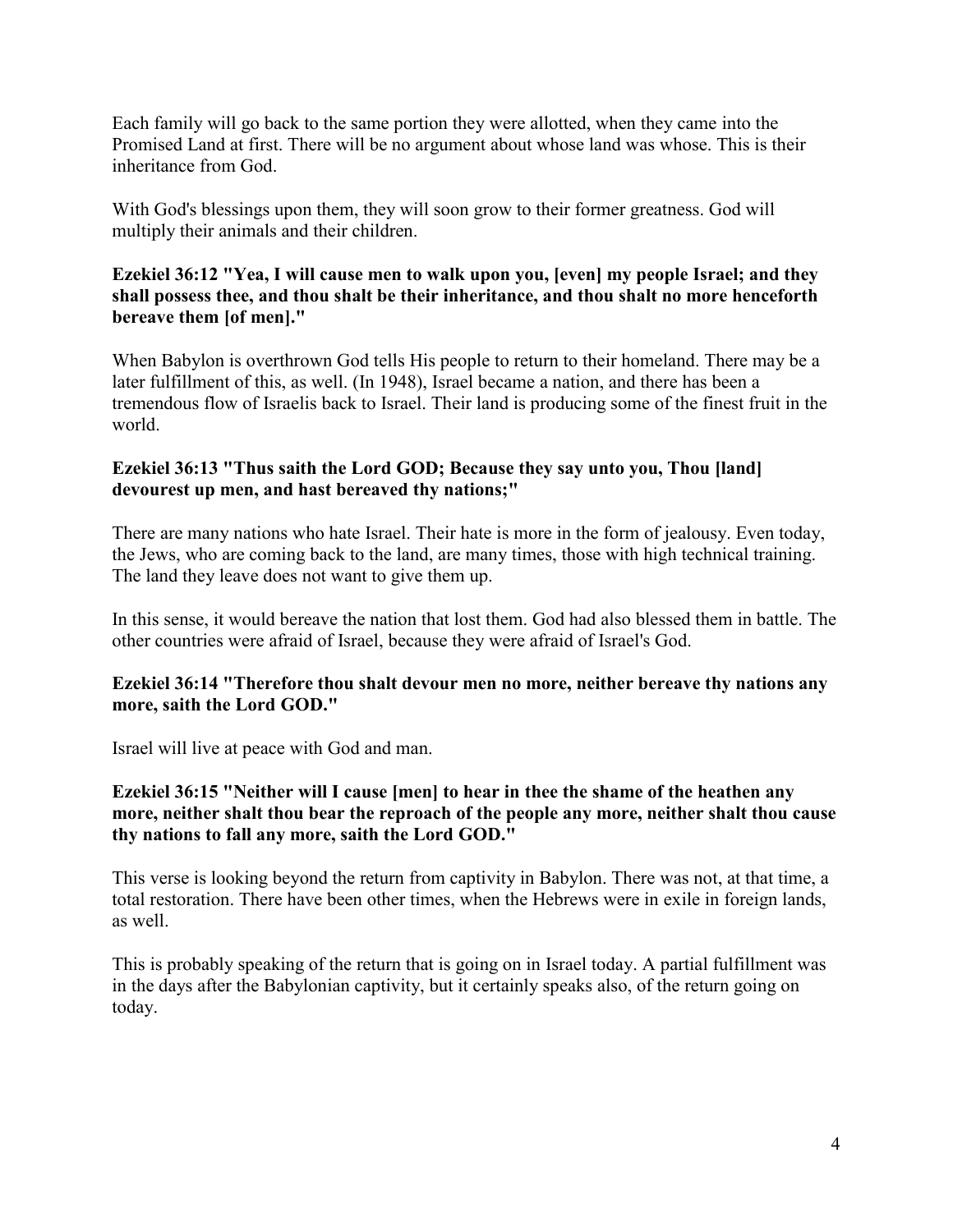Each family will go back to the same portion they were allotted, when they came into the Promised Land at first. There will be no argument about whose land was whose. This is their inheritance from God.

With God's blessings upon them, they will soon grow to their former greatness. God will multiply their animals and their children.

**Ezekiel 36:12 "Yea, I will cause men to walk upon you, [even] my people Israel; and they shall possess thee, and thou shalt be their inheritance, and thou shalt no more henceforth bereave them [of men]."**

When Babylon is overthrown God tells His people to return to their homeland. There may be a later fulfillment of this, as well. (In 1948), Israel became a nation, and there has been a tremendous flow of Israelis back to Israel. Their land is producing some of the finest fruit in the world.

**Ezekiel 36:13 "Thus saith the Lord GOD; Because they say unto you, Thou [land] devourest up men, and hast bereaved thy nations;"**

There are many nations who hate Israel. Their hate is more in the form of jealousy. Even today, the Jews, who are coming back to the land, are many times, those with high technical training. The land they leave does not want to give them up.

In this sense, it would bereave the nation that lost them. God had also blessed them in battle. The other countries were afraid of Israel, because they were afraid of Israel's God.

**Ezekiel 36:14 "Therefore thou shalt devour men no more, neither bereave thy nations any more, saith the Lord GOD."**

Israel will live at peace with God and man.

**Ezekiel 36:15 "Neither will I cause [men] to hear in thee the shame of the heathen any more, neither shalt thou bear the reproach of the people any more, neither shalt thou cause thy nations to fall any more, saith the Lord GOD."**

This verse is looking beyond the return from captivity in Babylon. There was not, at that time, a total restoration. There have been other times, when the Hebrews were in exile in foreign lands, as well.

This is probably speaking of the return that is going on in Israel today. A partial fulfillment was in the days after the Babylonian captivity, but it certainly speaks also, of the return going on today.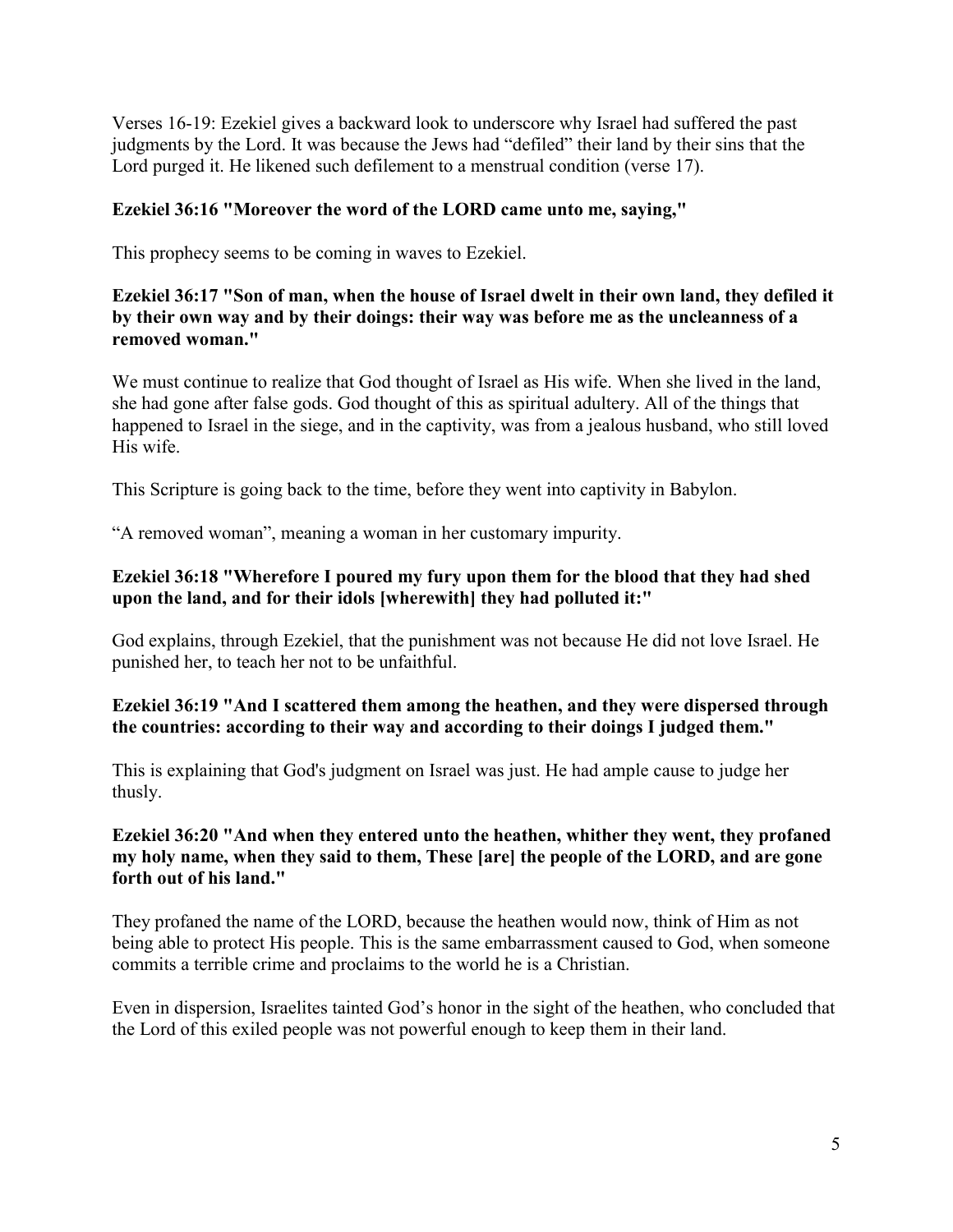Verses 16-19: Ezekiel gives a backward look to underscore why Israel had suffered the past judgments by the Lord. It was because the Jews had "defiled" their land by their sins that the Lord purged it. He likened such defilement to a menstrual condition (verse 17).

**Ezekiel 36:16 "Moreover the word of the LORD came unto me, saying,"**

This prophecy seems to be coming in waves to Ezekiel.

**Ezekiel 36:17 "Son of man, when the house of Israel dwelt in their own land, they defiled it by their own way and by their doings: their way was before me as the uncleanness of a removed woman."**

We must continue to realize that God thought of Israel as His wife. When she lived in the land, she had gone after false gods. God thought of this as spiritual adultery. All of the things that happened to Israel in the siege, and in the captivity, was from a jealous husband, who still loved His wife.

This Scripture is going back to the time, before they went into captivity in Babylon.

"A removed woman", meaning a woman in her customary impurity.

**Ezekiel 36:18 "Wherefore I poured my fury upon them for the blood that they had shed upon the land, and for their idols [wherewith] they had polluted it:"**

God explains, through Ezekiel, that the punishment was not because He did not love Israel. He punished her, to teach her not to be unfaithful.

**Ezekiel 36:19 "And I scattered them among the heathen, and they were dispersed through the countries: according to their way and according to their doings I judged them."**

This is explaining that God's judgment on Israel was just. He had ample cause to judge her thusly.

**Ezekiel 36:20 "And when they entered unto the heathen, whither they went, they profaned my holy name, when they said to them, These [are] the people of the LORD, and are gone forth out of his land."**

They profaned the name of the LORD, because the heathen would now, think of Him as not being able to protect His people. This is the same embarrassment caused to God, when someone commits a terrible crime and proclaims to the world he is a Christian.

Even in dispersion, Israelites tainted God's honor in the sight of the heathen, who concluded that the Lord of this exiled people was not powerful enough to keep them in their land.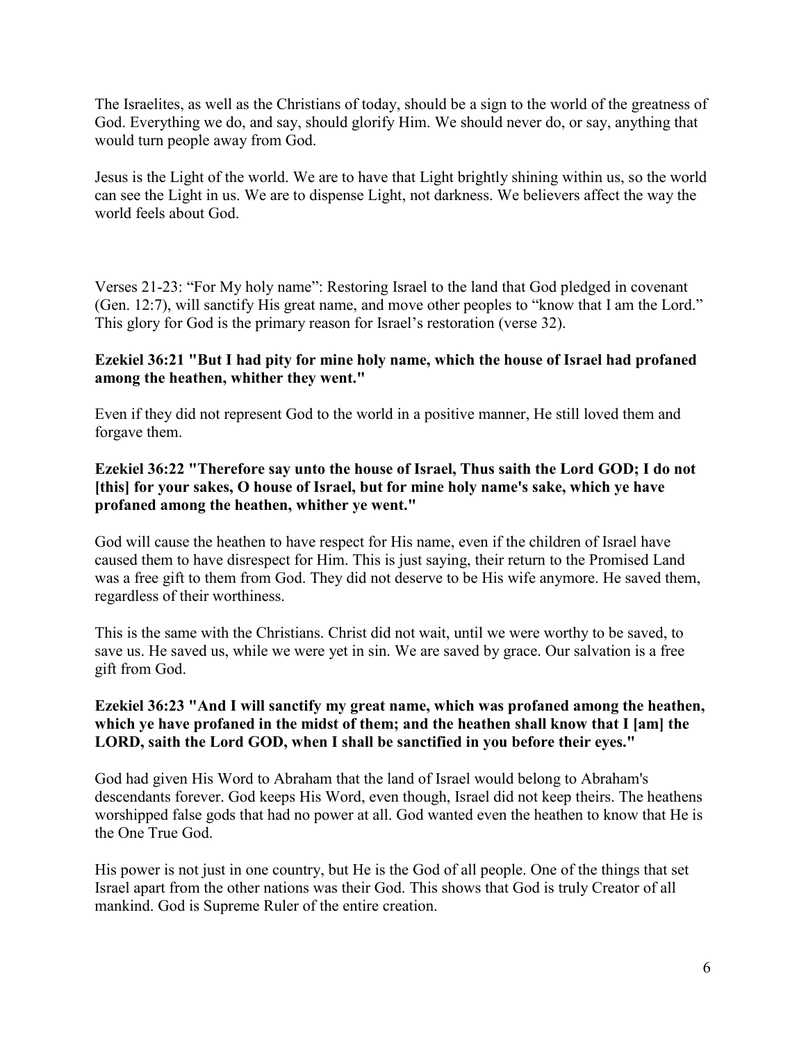The Israelites, as well as the Christians of today, should be a sign to the world of the greatness of God. Everything we do, and say, should glorify Him. We should never do, or say, anything that would turn people away from God.

Jesus is the Light of the world. We are to have that Light brightly shining within us, so the world can see the Light in us. We are to dispense Light, not darkness. We believers affect the way the world feels about God.

Verses 21-23: "For My holy name": Restoring Israel to the land that God pledged in covenant (Gen. 12:7), will sanctify His great name, and move other peoples to "know that I am the Lord." This glory for God is the primary reason for Israel's restoration (verse 32).

**Ezekiel 36:21 "But I had pity for mine holy name, which the house of Israel had profaned among the heathen, whither they went."**

Even if they did not represent God to the world in a positive manner, He still loved them and forgave them.

**Ezekiel 36:22 "Therefore say unto the house of Israel, Thus saith the Lord GOD; I do not [this] for your sakes, O house of Israel, but for mine holy name's sake, which ye have profaned among the heathen, whither ye went."**

God will cause the heathen to have respect for His name, even if the children of Israel have caused them to have disrespect for Him. This is just saying, their return to the Promised Land was a free gift to them from God. They did not deserve to be His wife anymore. He saved them, regardless of their worthiness.

This is the same with the Christians. Christ did not wait, until we were worthy to be saved, to save us. He saved us, while we were yet in sin. We are saved by grace. Our salvation is a free gift from God.

**Ezekiel 36:23 "And I will sanctify my great name, which was profaned among the heathen, which ye have profaned in the midst of them; and the heathen shall know that I [am] the LORD, saith the Lord GOD, when I shall be sanctified in you before their eyes."**

God had given His Word to Abraham that the land of Israel would belong to Abraham's descendants forever. God keeps His Word, even though, Israel did not keep theirs. The heathens worshipped false gods that had no power at all. God wanted even the heathen to know that He is the One True God.

His power is not just in one country, but He is the God of all people. One of the things that set Israel apart from the other nations was their God. This shows that God is truly Creator of all mankind. God is Supreme Ruler of the entire creation.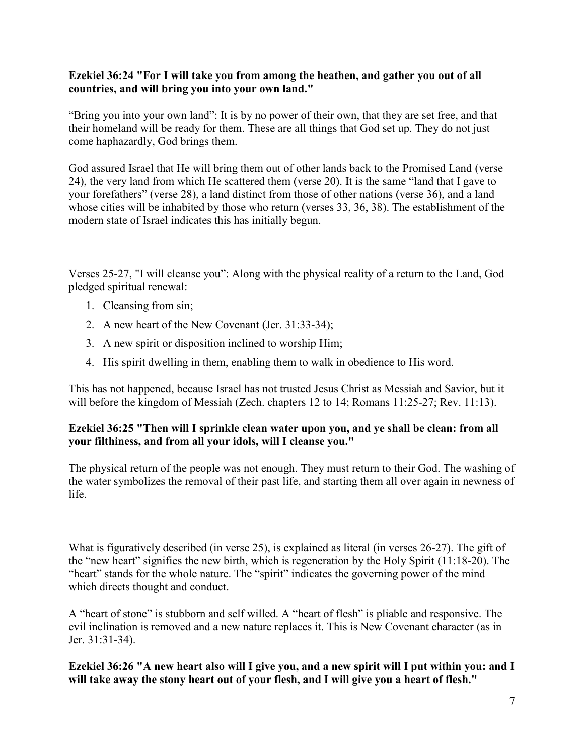**Ezekiel 36:24 "For I will take you from among the heathen, and gather you out of all countries, and will bring you into your own land."**

“Bring you into your own land”: It is by no power of their own, that they are set free, and that their homeland will be ready for them. These are all things that God set up. They do not just come haphazardly, God brings them.

God assured Israel that He will bring them out of other lands back to the Promised Land (verse 24), the very land from which He scattered them (verse 20). It is the same “land that I gave to your forefathers” (verse 28), a land distinct from those of other nations (verse 36), and a land whose cities will be inhabited by those who return (verses 33, 36, 38). The establishment of the modern state of Israel indicates this has initially begun.

Verses 25-27, "I will cleanse you": Along with the physical reality of a return to the Land, God pledged spiritual renewal:

1. Cleansing from sin;
2. A new heart of the New Covenant (Jer. 31:33-34);
3. A new spirit or disposition inclined to worship Him;
4. His spirit dwelling in them, enabling them to walk in obedience to His word.

This has not happened, because Israel has not trusted Jesus Christ as Messiah and Savior, but it will before the kingdom of Messiah (Zech. chapters 12 to 14; Romans 11:25-27; Rev. 11:13).

**Ezekiel 36:25 "Then will I sprinkle clean water upon you, and ye shall be clean: from all your filthiness, and from all your idols, will I cleanse you."**

The physical return of the people was not enough. They must return to their God. The washing of the water symbolizes the removal of their past life, and starting them all over again in newness of life.

What is figuratively described (in verse 25), is explained as literal (in verses 26-27). The gift of the “new heart” signifies the new birth, which is regeneration by the Holy Spirit (11:18-20). The “heart” stands for the whole nature. The “spirit” indicates the governing power of the mind which directs thought and conduct.

A “heart of stone” is stubborn and self willed. A “heart of flesh” is pliable and responsive. The evil inclination is removed and a new nature replaces it. This is New Covenant character (as in Jer. 31:31-34).

**Ezekiel 36:26 "A new heart also will I give you, and a new spirit will I put within you: and I will take away the stony heart out of your flesh, and I will give you a heart of flesh."**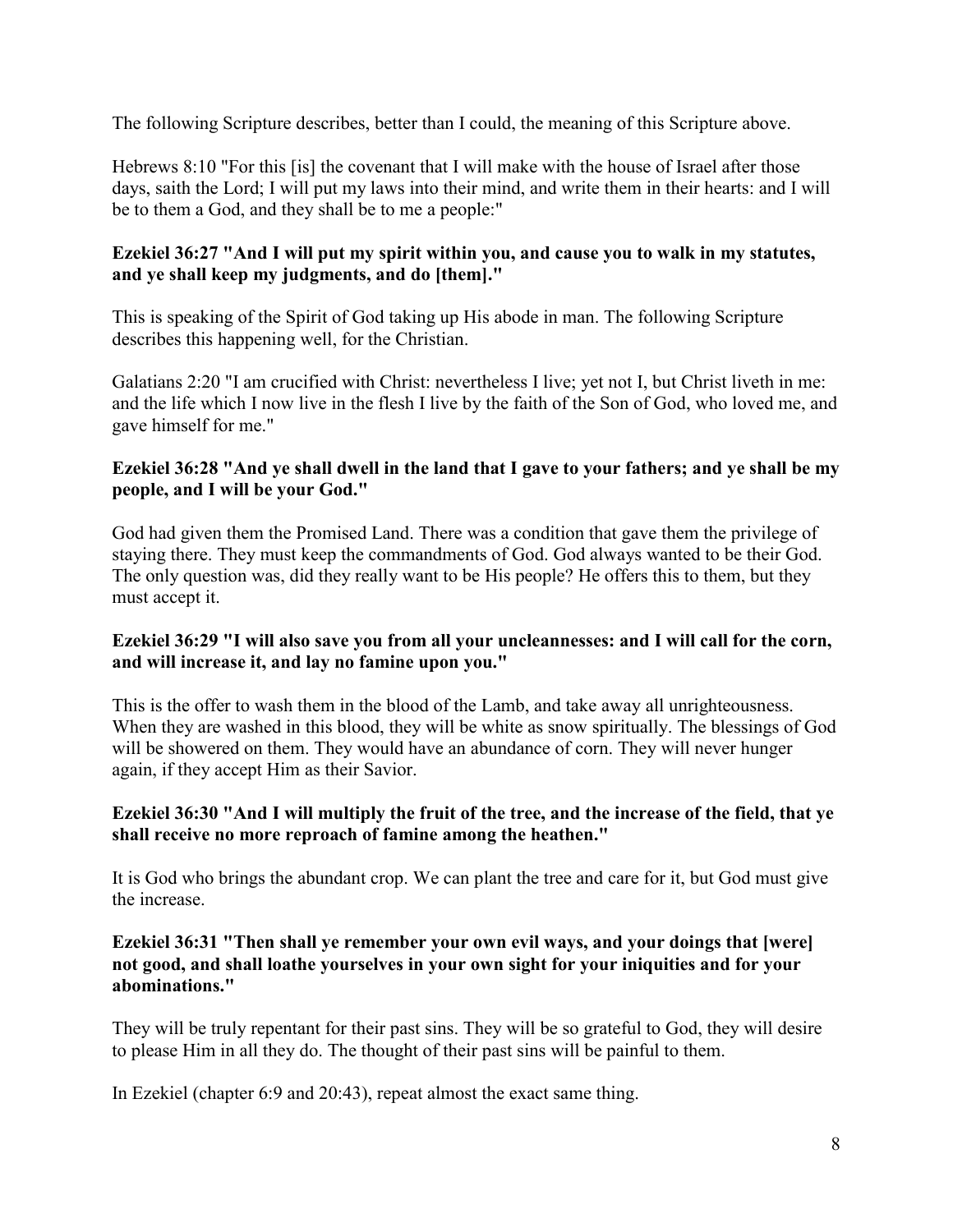The following Scripture describes, better than I could, the meaning of this Scripture above.

Hebrews 8:10 "For this [is] the covenant that I will make with the house of Israel after those days, saith the Lord; I will put my laws into their mind, and write them in their hearts: and I will be to them a God, and they shall be to me a people:"

**Ezekiel 36:27 "And I will put my spirit within you, and cause you to walk in my statutes, and ye shall keep my judgments, and do [them]."**

This is speaking of the Spirit of God taking up His abode in man. The following Scripture describes this happening well, for the Christian.

Galatians 2:20 "I am crucified with Christ: nevertheless I live; yet not I, but Christ liveth in me: and the life which I now live in the flesh I live by the faith of the Son of God, who loved me, and gave himself for me."

**Ezekiel 36:28 "And ye shall dwell in the land that I gave to your fathers; and ye shall be my people, and I will be your God."**

God had given them the Promised Land. There was a condition that gave them the privilege of staying there. They must keep the commandments of God. God always wanted to be their God. The only question was, did they really want to be His people? He offers this to them, but they must accept it.

**Ezekiel 36:29 "I will also save you from all your uncleannesses: and I will call for the corn, and will increase it, and lay no famine upon you."**

This is the offer to wash them in the blood of the Lamb, and take away all unrighteousness. When they are washed in this blood, they will be white as snow spiritually. The blessings of God will be showered on them. They would have an abundance of corn. They will never hunger again, if they accept Him as their Savior.

**Ezekiel 36:30 "And I will multiply the fruit of the tree, and the increase of the field, that ye shall receive no more reproach of famine among the heathen."**

It is God who brings the abundant crop. We can plant the tree and care for it, but God must give the increase.

**Ezekiel 36:31 "Then shall ye remember your own evil ways, and your doings that [were] not good, and shall loathe yourselves in your own sight for your iniquities and for your abominations."**

They will be truly repentant for their past sins. They will be so grateful to God, they will desire to please Him in all they do. The thought of their past sins will be painful to them.

In Ezekiel (chapter 6:9 and 20:43), repeat almost the exact same thing.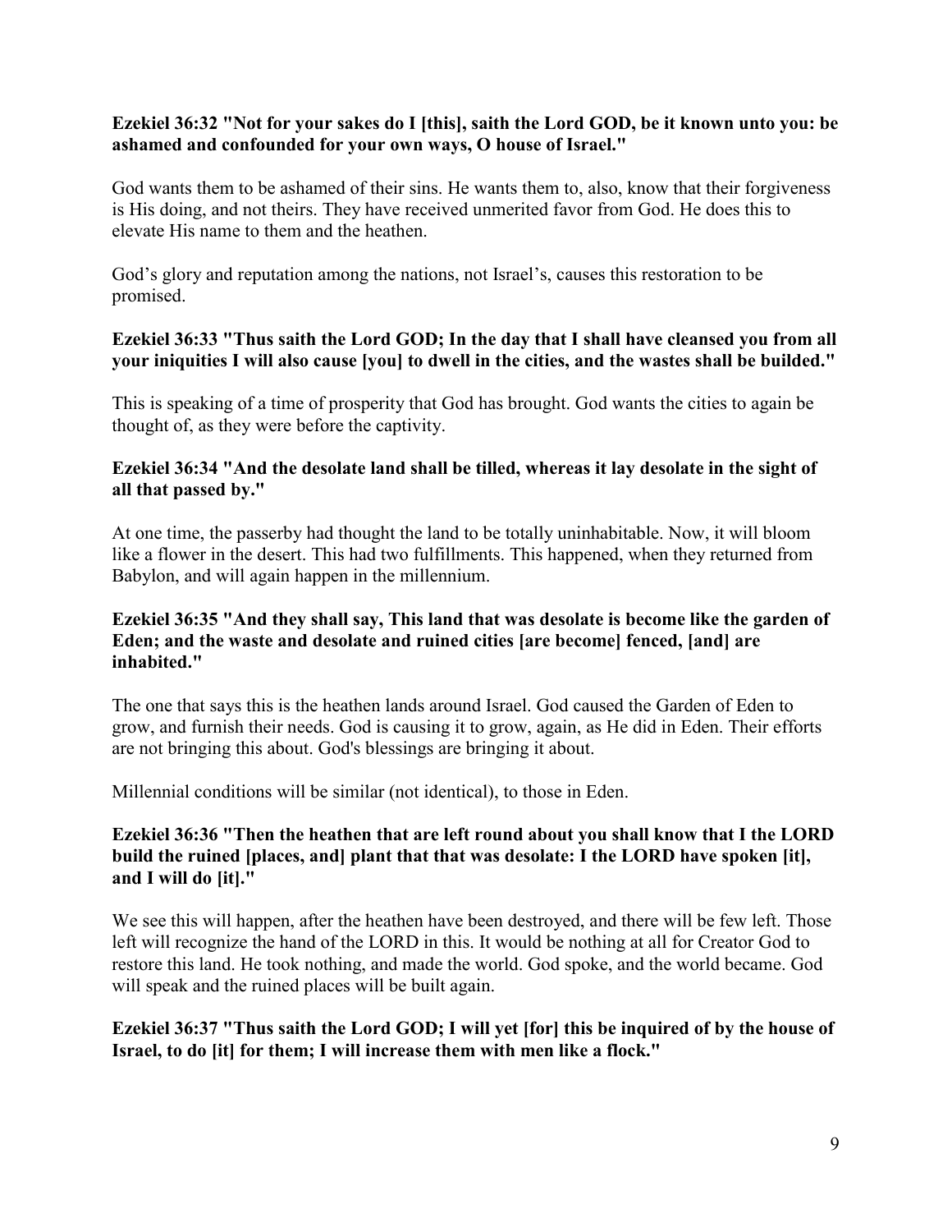**Ezekiel 36:32 "Not for your sakes do I [this], saith the Lord GOD, be it known unto you: be ashamed and confounded for your own ways, O house of Israel."**

God wants them to be ashamed of their sins. He wants them to, also, know that their forgiveness is His doing, and not theirs. They have received unmerited favor from God. He does this to elevate His name to them and the heathen.

God's glory and reputation among the nations, not Israel's, causes this restoration to be promised.

**Ezekiel 36:33 "Thus saith the Lord GOD; In the day that I shall have cleansed you from all your iniquities I will also cause [you] to dwell in the cities, and the wastes shall be builded."**

This is speaking of a time of prosperity that God has brought. God wants the cities to again be thought of, as they were before the captivity.

**Ezekiel 36:34 "And the desolate land shall be tilled, whereas it lay desolate in the sight of all that passed by."**

At one time, the passerby had thought the land to be totally uninhabitable. Now, it will bloom like a flower in the desert. This had two fulfillments. This happened, when they returned from Babylon, and will again happen in the millennium.

**Ezekiel 36:35 "And they shall say, This land that was desolate is become like the garden of Eden; and the waste and desolate and ruined cities [are become] fenced, [and] are inhabited."**

The one that says this is the heathen lands around Israel. God caused the Garden of Eden to grow, and furnish their needs. God is causing it to grow, again, as He did in Eden. Their efforts are not bringing this about. God's blessings are bringing it about.

Millennial conditions will be similar (not identical), to those in Eden.

**Ezekiel 36:36 "Then the heathen that are left round about you shall know that I the LORD build the ruined [places, and] plant that that was desolate: I the LORD have spoken [it], and I will do [it]."**

We see this will happen, after the heathen have been destroyed, and there will be few left. Those left will recognize the hand of the LORD in this. It would be nothing at all for Creator God to restore this land. He took nothing, and made the world. God spoke, and the world became. God will speak and the ruined places will be built again.

**Ezekiel 36:37 "Thus saith the Lord GOD; I will yet [for] this be inquired of by the house of Israel, to do [it] for them; I will increase them with men like a flock."**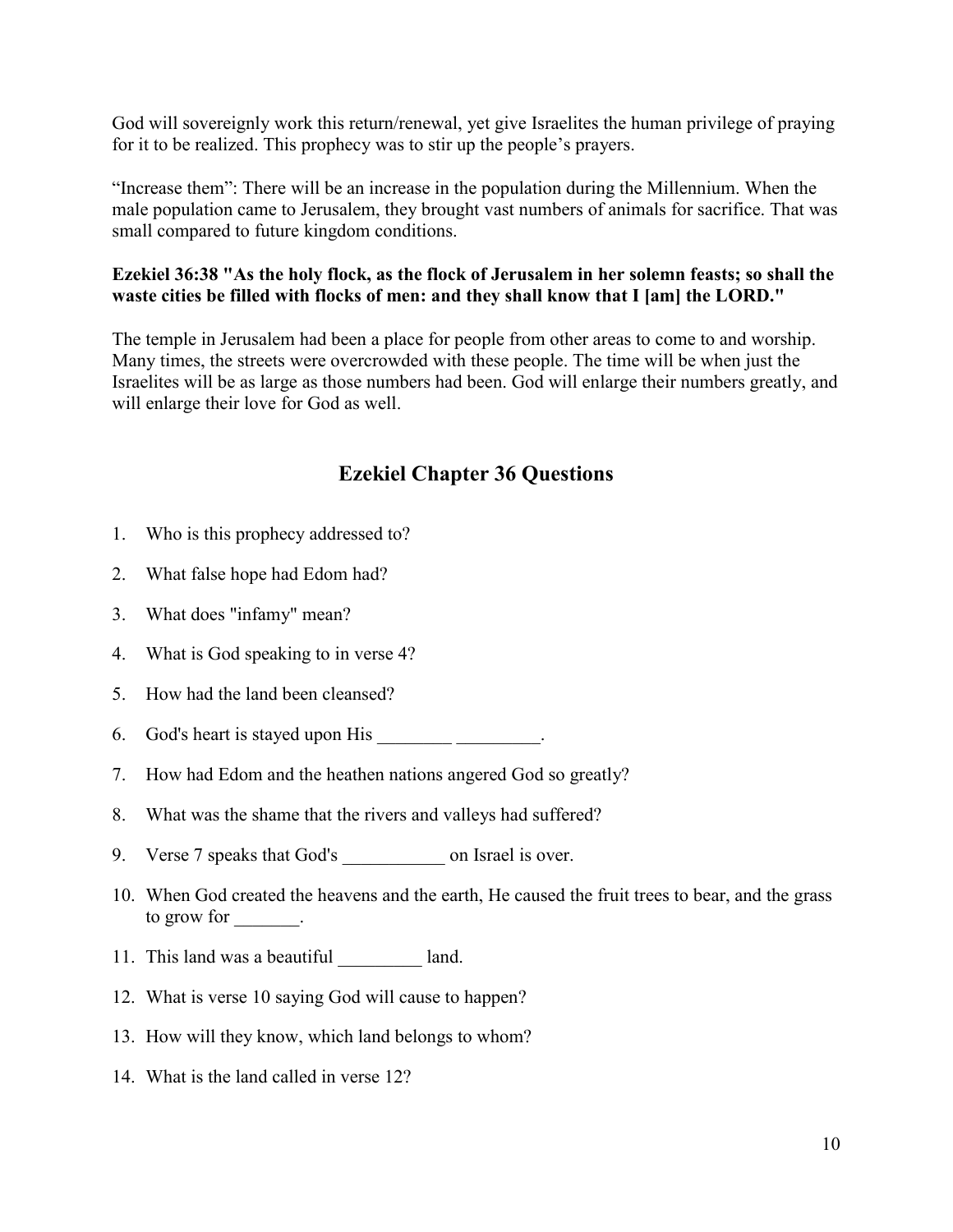God will sovereignly work this return/renewal, yet give Israelites the human privilege of praying for it to be realized. This prophecy was to stir up the people's prayers.

"Increase them": There will be an increase in the population during the Millennium. When the male population came to Jerusalem, they brought vast numbers of animals for sacrifice. That was small compared to future kingdom conditions.

**Ezekiel 36:38 "As the holy flock, as the flock of Jerusalem in her solemn feasts; so shall the waste cities be filled with flocks of men: and they shall know that I [am] the LORD."**

The temple in Jerusalem had been a place for people from other areas to come to and worship. Many times, the streets were overcrowded with these people. The time will be when just the Israelites will be as large as those numbers had been. God will enlarge their numbers greatly, and will enlarge their love for God as well.

## Ezekiel Chapter 36 Questions

1. Who is this prophecy addressed to?
2. What false hope had Edom had?
3. What does "infamy" mean?
4. What is God speaking to in verse 4?
5. How had the land been cleansed?
6. God's heart is stayed upon His ________ _________.
7. How had Edom and the heathen nations angered God so greatly?
8. What was the shame that the rivers and valleys had suffered?
9. Verse 7 speaks that God's ___________ on Israel is over.
10. When God created the heavens and the earth, He caused the fruit trees to bear, and the grass to grow for _______.
11. This land was a beautiful _________ land.
12. What is verse 10 saying God will cause to happen?
13. How will they know, which land belongs to whom?
14. What is the land called in verse 12?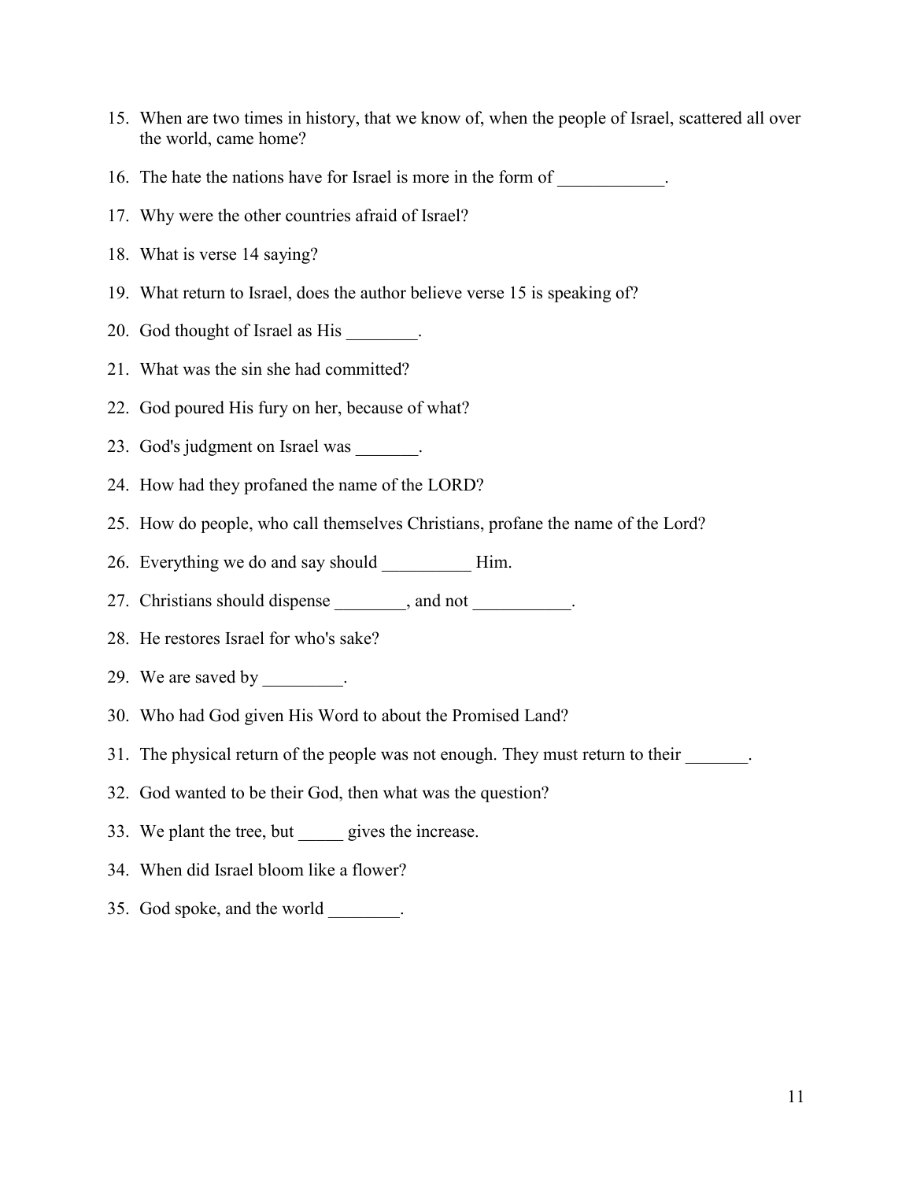15. When are two times in history, that we know of, when the people of Israel, scattered all over the world, came home?
16. The hate the nations have for Israel is more in the form of ____________.
17. Why were the other countries afraid of Israel?
18. What is verse 14 saying?
19. What return to Israel, does the author believe verse 15 is speaking of?
20. God thought of Israel as His ________.
21. What was the sin she had committed?
22. God poured His fury on her, because of what?
23. God's judgment on Israel was _______.
24. How had they profaned the name of the LORD?
25. How do people, who call themselves Christians, profane the name of the Lord?
26. Everything we do and say should __________ Him.
27. Christians should dispense ________, and not ___________.
28. He restores Israel for who's sake?
29. We are saved by _________.
30. Who had God given His Word to about the Promised Land?
31. The physical return of the people was not enough. They must return to their _______.
32. God wanted to be their God, then what was the question?
33. We plant the tree, but _____ gives the increase.
34. When did Israel bloom like a flower?
35. God spoke, and the world ________.